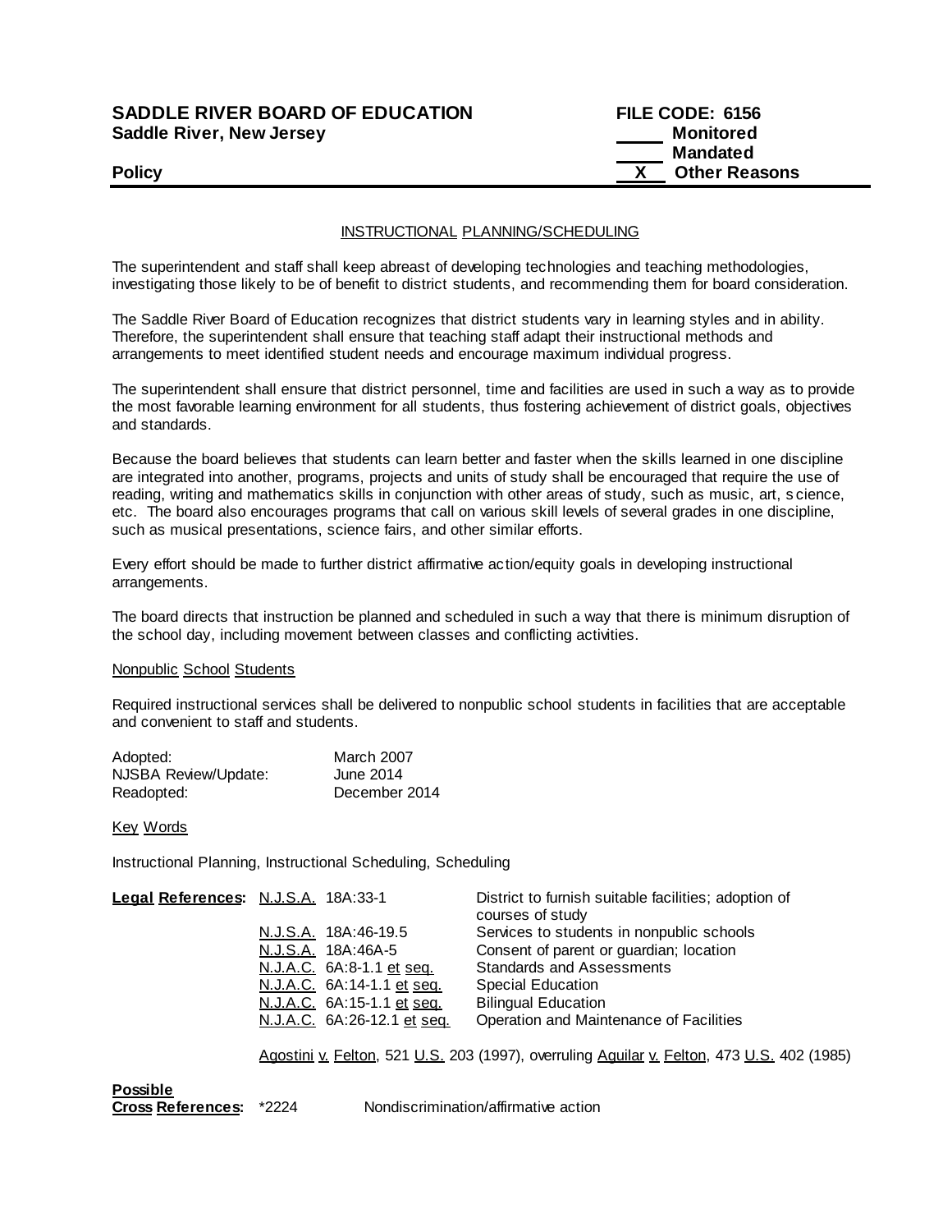**SADDLE RIVER BOARD OF EDUCATION** **FILE CODE: 6156**
**Saddle River, New Jersey**

\_\_\_\_\_ **Monitored**
\_\_\_\_\_ **Mandated**
\_\_X\_\_ **Other Reasons**

**Policy**

---

## INSTRUCTIONAL PLANNING/SCHEDULING

The superintendent and staff shall keep abreast of developing technologies and teaching methodologies, investigating those likely to be of benefit to district students, and recommending them for board consideration.

The Saddle River Board of Education recognizes that district students vary in learning styles and in ability. Therefore, the superintendent shall ensure that teaching staff adapt their instructional methods and arrangements to meet identified student needs and encourage maximum individual progress.

The superintendent shall ensure that district personnel, time and facilities are used in such a way as to provide the most favorable learning environment for all students, thus fostering achievement of district goals, objectives and standards.

Because the board believes that students can learn better and faster when the skills learned in one discipline are integrated into another, programs, projects and units of study shall be encouraged that require the use of reading, writing and mathematics skills in conjunction with other areas of study, such as music, art, science, etc. The board also encourages programs that call on various skill levels of several grades in one discipline, such as musical presentations, science fairs, and other similar efforts.

Every effort should be made to further district affirmative action/equity goals in developing instructional arrangements.

The board directs that instruction be planned and scheduled in such a way that there is minimum disruption of the school day, including movement between classes and conflicting activities.

### Nonpublic School Students

Required instructional services shall be delivered to nonpublic school students in facilities that are acceptable and convenient to staff and students.

| | |
|---|---|
| Adopted: | March 2007 |
| NJSBA Review/Update: | June 2014 |
| Readopted: | December 2014 |

### Key Words

Instructional Planning, Instructional Scheduling, Scheduling

**Legal References:**

| | |
|---|---|
| N.J.S.A. 18A:33-1 | District to furnish suitable facilities; adoption of courses of study |
| N.J.S.A. 18A:46-19.5 | Services to students in nonpublic schools |
| N.J.S.A. 18A:46A-5 | Consent of parent or guardian; location |
| N.J.A.C. 6A:8-1.1 et seq. | Standards and Assessments |
| N.J.A.C. 6A:14-1.1 et seq. | Special Education |
| N.J.A.C. 6A:15-1.1 et seq. | Bilingual Education |
| N.J.A.C. 6A:26-12.1 et seq. | Operation and Maintenance of Facilities |

Agostini v. Felton, 521 U.S. 203 (1997), overruling Aguilar v. Felton, 473 U.S. 402 (1985)

**Possible Cross References:**

| | |
|---|---|
| *2224 | Nondiscrimination/affirmative action |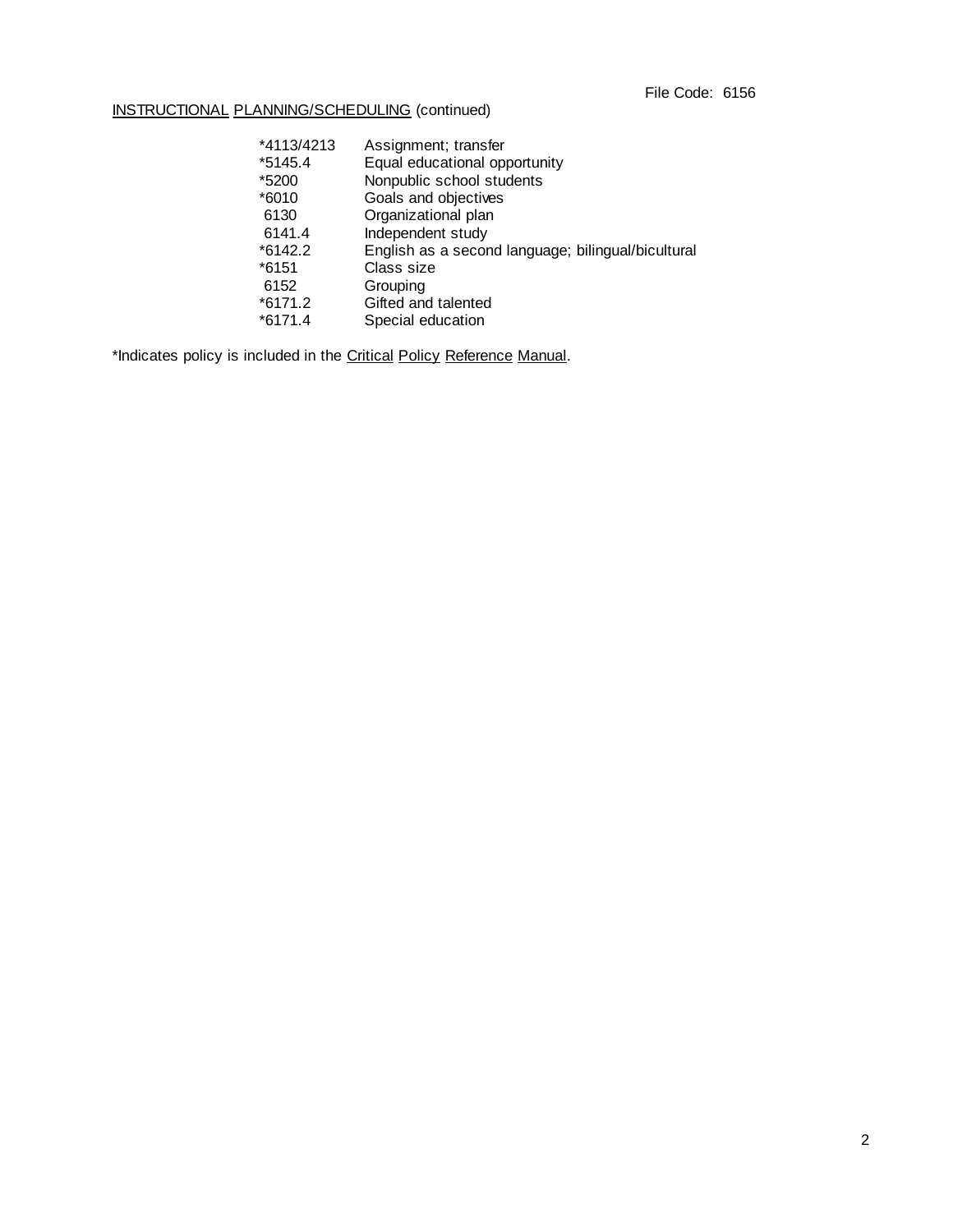File Code: 6156

INSTRUCTIONAL PLANNING/SCHEDULING (continued)

| | |
|---|---|
| *4113/4213 | Assignment; transfer |
| *5145.4 | Equal educational opportunity |
| *5200 | Nonpublic school students |
| *6010 | Goals and objectives |
| 6130 | Organizational plan |
| 6141.4 | Independent study |
| *6142.2 | English as a second language; bilingual/bicultural |
| *6151 | Class size |
| 6152 | Grouping |
| *6171.2 | Gifted and talented |
| *6171.4 | Special education |

*Indicates policy is included in the Critical Policy Reference Manual.